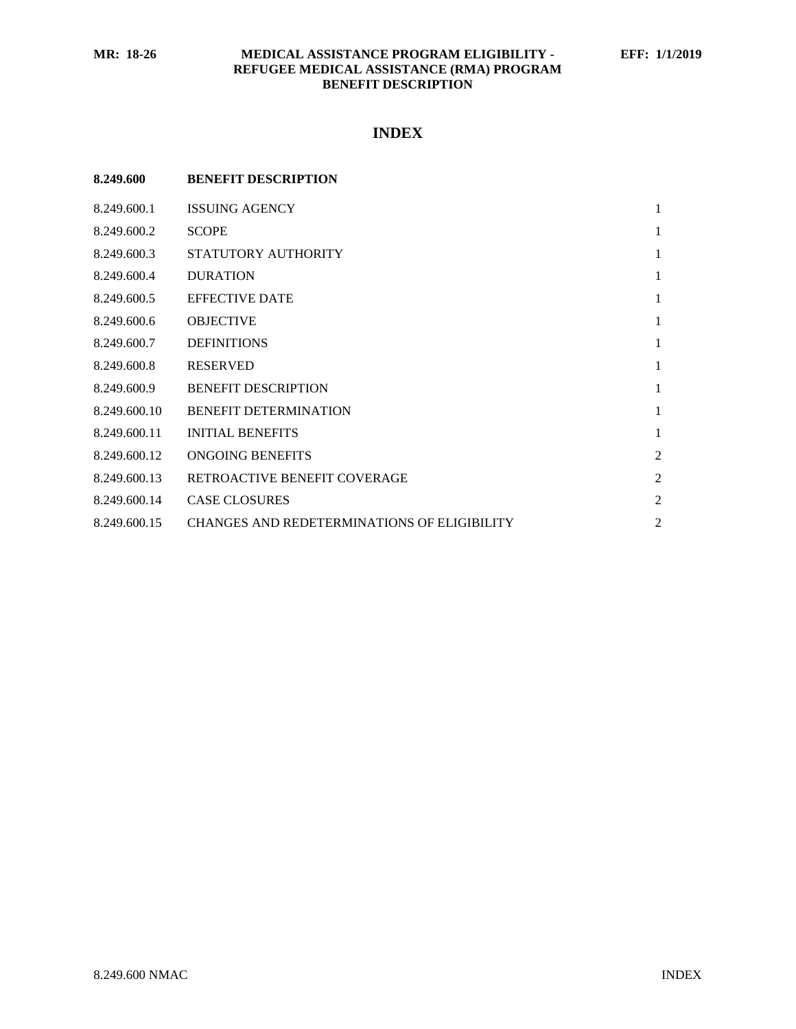# INDEX

| | | |
|---|---|---|
| **8.249.600** | **BENEFIT DESCRIPTION** | |
| 8.249.600.1 | ISSUING AGENCY | 1 |
| 8.249.600.2 | SCOPE | 1 |
| 8.249.600.3 | STATUTORY AUTHORITY | 1 |
| 8.249.600.4 | DURATION | 1 |
| 8.249.600.5 | EFFECTIVE DATE | 1 |
| 8.249.600.6 | OBJECTIVE | 1 |
| 8.249.600.7 | DEFINITIONS | 1 |
| 8.249.600.8 | RESERVED | 1 |
| 8.249.600.9 | BENEFIT DESCRIPTION | 1 |
| 8.249.600.10 | BENEFIT DETERMINATION | 1 |
| 8.249.600.11 | INITIAL BENEFITS | 1 |
| 8.249.600.12 | ONGOING BENEFITS | 2 |
| 8.249.600.13 | RETROACTIVE BENEFIT COVERAGE | 2 |
| 8.249.600.14 | CASE CLOSURES | 2 |
| 8.249.600.15 | CHANGES AND REDETERMINATIONS OF ELIGIBILITY | 2 |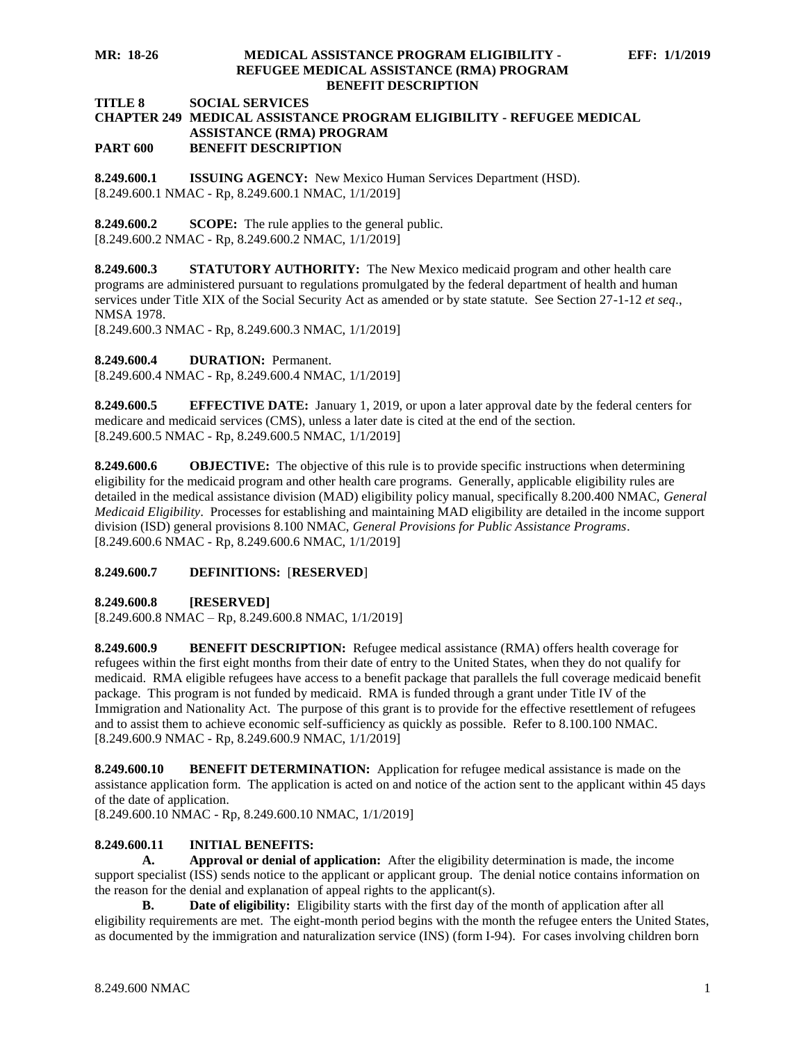**8.249.600.1 ISSUING AGENCY:** New Mexico Human Services Department (HSD).
[8.249.600.1 NMAC - Rp, 8.249.600.1 NMAC, 1/1/2019]

**8.249.600.2 SCOPE:** The rule applies to the general public.
[8.249.600.2 NMAC - Rp, 8.249.600.2 NMAC, 1/1/2019]

**8.249.600.3 STATUTORY AUTHORITY:** The New Mexico medicaid program and other health care programs are administered pursuant to regulations promulgated by the federal department of health and human services under Title XIX of the Social Security Act as amended or by state statute. See Section 27-1-12 *et seq*., NMSA 1978.
[8.249.600.3 NMAC - Rp, 8.249.600.3 NMAC, 1/1/2019]

**8.249.600.4 DURATION:** Permanent.
[8.249.600.4 NMAC - Rp, 8.249.600.4 NMAC, 1/1/2019]

**8.249.600.5 EFFECTIVE DATE:** January 1, 2019, or upon a later approval date by the federal centers for medicare and medicaid services (CMS), unless a later date is cited at the end of the section.
[8.249.600.5 NMAC - Rp, 8.249.600.5 NMAC, 1/1/2019]

**8.249.600.6 OBJECTIVE:** The objective of this rule is to provide specific instructions when determining eligibility for the medicaid program and other health care programs. Generally, applicable eligibility rules are detailed in the medical assistance division (MAD) eligibility policy manual, specifically 8.200.400 NMAC, *General Medicaid Eligibility*. Processes for establishing and maintaining MAD eligibility are detailed in the income support division (ISD) general provisions 8.100 NMAC, *General Provisions for Public Assistance Programs*.
[8.249.600.6 NMAC - Rp, 8.249.600.6 NMAC, 1/1/2019]

**8.249.600.7 DEFINITIONS:** [**RESERVED**]

**8.249.600.8 [RESERVED]**
[8.249.600.8 NMAC – Rp, 8.249.600.8 NMAC, 1/1/2019]

**8.249.600.9 BENEFIT DESCRIPTION:** Refugee medical assistance (RMA) offers health coverage for refugees within the first eight months from their date of entry to the United States, when they do not qualify for medicaid. RMA eligible refugees have access to a benefit package that parallels the full coverage medicaid benefit package. This program is not funded by medicaid. RMA is funded through a grant under Title IV of the Immigration and Nationality Act. The purpose of this grant is to provide for the effective resettlement of refugees and to assist them to achieve economic self-sufficiency as quickly as possible. Refer to 8.100.100 NMAC.
[8.249.600.9 NMAC - Rp, 8.249.600.9 NMAC, 1/1/2019]

**8.249.600.10 BENEFIT DETERMINATION:** Application for refugee medical assistance is made on the assistance application form. The application is acted on and notice of the action sent to the applicant within 45 days of the date of application.
[8.249.600.10 NMAC - Rp, 8.249.600.10 NMAC, 1/1/2019]

**8.249.600.11 INITIAL BENEFITS:**

**A. Approval or denial of application:** After the eligibility determination is made, the income support specialist (ISS) sends notice to the applicant or applicant group. The denial notice contains information on the reason for the denial and explanation of appeal rights to the applicant(s).

**B. Date of eligibility:** Eligibility starts with the first day of the month of application after all eligibility requirements are met. The eight-month period begins with the month the refugee enters the United States, as documented by the immigration and naturalization service (INS) (form I-94). For cases involving children born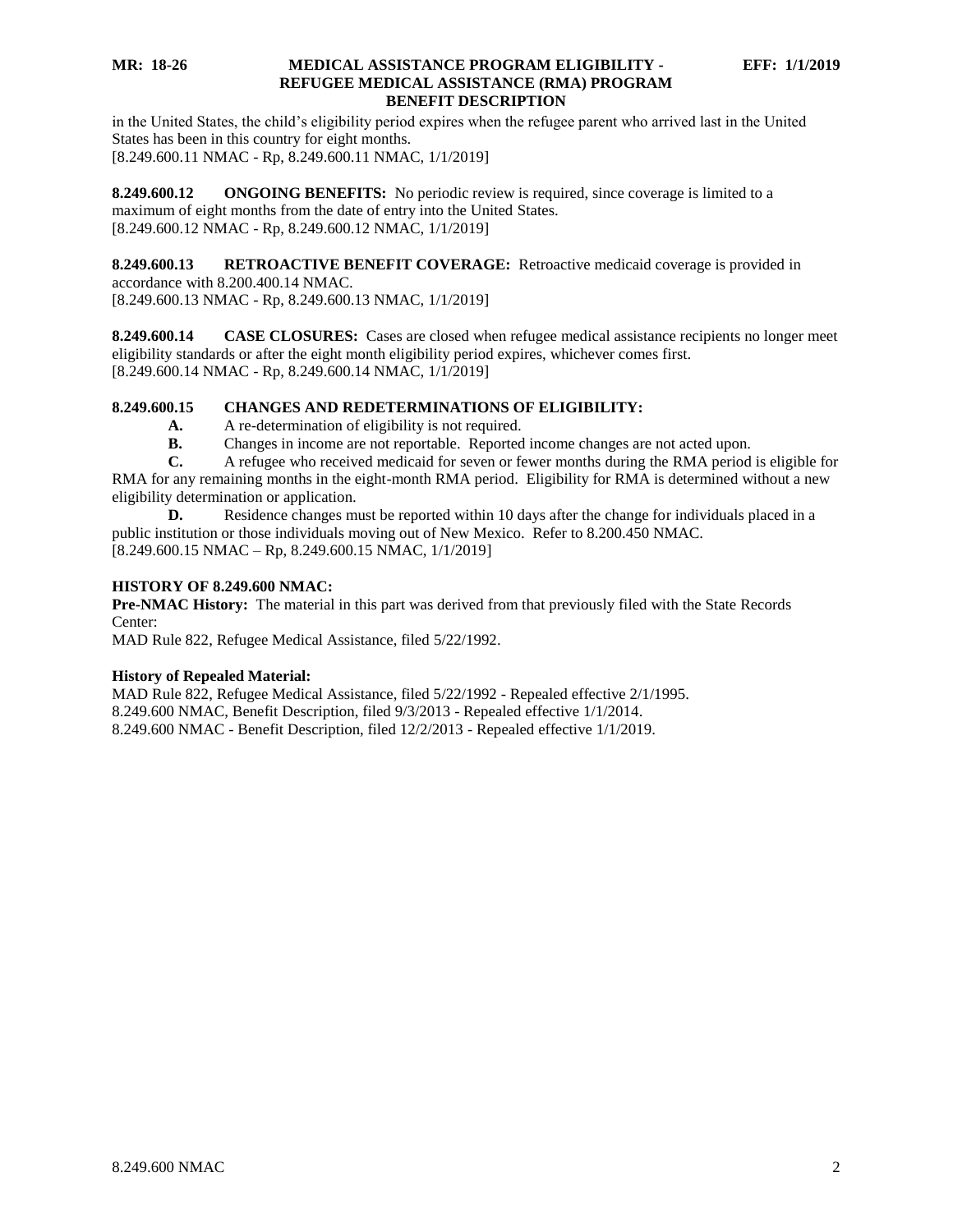in the United States, the child's eligibility period expires when the refugee parent who arrived last in the United States has been in this country for eight months.
[8.249.600.11 NMAC - Rp, 8.249.600.11 NMAC, 1/1/2019]

**8.249.600.12 ONGOING BENEFITS:** No periodic review is required, since coverage is limited to a maximum of eight months from the date of entry into the United States.
[8.249.600.12 NMAC - Rp, 8.249.600.12 NMAC, 1/1/2019]

**8.249.600.13 RETROACTIVE BENEFIT COVERAGE:** Retroactive medicaid coverage is provided in accordance with 8.200.400.14 NMAC.
[8.249.600.13 NMAC - Rp, 8.249.600.13 NMAC, 1/1/2019]

**8.249.600.14 CASE CLOSURES:** Cases are closed when refugee medical assistance recipients no longer meet eligibility standards or after the eight month eligibility period expires, whichever comes first.
[8.249.600.14 NMAC - Rp, 8.249.600.14 NMAC, 1/1/2019]

**8.249.600.15 CHANGES AND REDETERMINATIONS OF ELIGIBILITY:**

**A.** A re-determination of eligibility is not required.

**B.** Changes in income are not reportable. Reported income changes are not acted upon.

**C.** A refugee who received medicaid for seven or fewer months during the RMA period is eligible for RMA for any remaining months in the eight-month RMA period. Eligibility for RMA is determined without a new eligibility determination or application.

**D.** Residence changes must be reported within 10 days after the change for individuals placed in a public institution or those individuals moving out of New Mexico. Refer to 8.200.450 NMAC.
[8.249.600.15 NMAC – Rp, 8.249.600.15 NMAC, 1/1/2019]

**HISTORY OF 8.249.600 NMAC:**

**Pre-NMAC History:** The material in this part was derived from that previously filed with the State Records Center:
MAD Rule 822, Refugee Medical Assistance, filed 5/22/1992.

**History of Repealed Material:**
MAD Rule 822, Refugee Medical Assistance, filed 5/22/1992 - Repealed effective 2/1/1995.
8.249.600 NMAC, Benefit Description, filed 9/3/2013 - Repealed effective 1/1/2014.
8.249.600 NMAC - Benefit Description, filed 12/2/2013 - Repealed effective 1/1/2019.